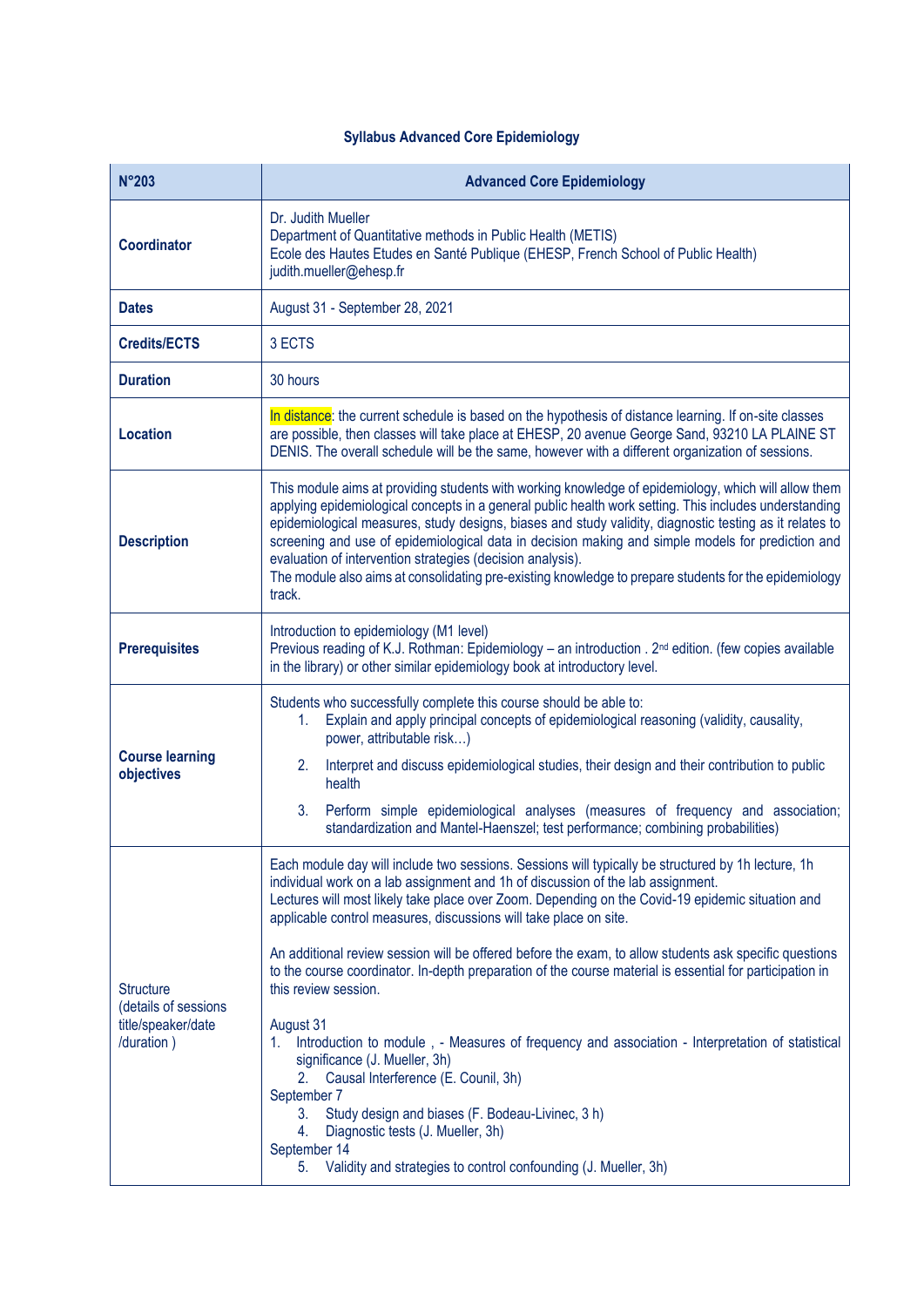# Syllabus Advanced Core Epidemiology

| N°203 | Advanced Core Epidemiology |
|---|---|
| **Coordinator** | Dr. Judith Mueller<br>Department of Quantitative methods in Public Health (METIS)<br>Ecole des Hautes Etudes en Santé Publique (EHESP, French School of Public Health)<br>judith.mueller@ehesp.fr |
| **Dates** | August 31 - September 28, 2021 |
| **Credits/ECTS** | 3 ECTS |
| **Duration** | 30 hours |
| **Location** | In distance: the current schedule is based on the hypothesis of distance learning. If on-site classes are possible, then classes will take place at EHESP, 20 avenue George Sand, 93210 LA PLAINE ST DENIS. The overall schedule will be the same, however with a different organization of sessions. |
| **Description** | This module aims at providing students with working knowledge of epidemiology, which will allow them applying epidemiological concepts in a general public health work setting. This includes understanding epidemiological measures, study designs, biases and study validity, diagnostic testing as it relates to screening and use of epidemiological data in decision making and simple models for prediction and evaluation of intervention strategies (decision analysis).<br>The module also aims at consolidating pre-existing knowledge to prepare students for the epidemiology track. |
| **Prerequisites** | Introduction to epidemiology (M1 level)<br>Previous reading of K.J. Rothman: Epidemiology – an introduction . 2nd edition. (few copies available in the library) or other similar epidemiology book at introductory level. |
| **Course learning objectives** | Students who successfully complete this course should be able to:<br>1. Explain and apply principal concepts of epidemiological reasoning (validity, causality, power, attributable risk…)<br>2. Interpret and discuss epidemiological studies, their design and their contribution to public health<br>3. Perform simple epidemiological analyses (measures of frequency and association; standardization and Mantel-Haenszel; test performance; combining probabilities) |
| Structure (details of sessions title/speaker/date /duration ) | Each module day will include two sessions. Sessions will typically be structured by 1h lecture, 1h individual work on a lab assignment and 1h of discussion of the lab assignment.<br>Lectures will most likely take place over Zoom. Depending on the Covid-19 epidemic situation and applicable control measures, discussions will take place on site.<br><br>An additional review session will be offered before the exam, to allow students ask specific questions to the course coordinator. In-depth preparation of the course material is essential for participation in this review session.<br><br>August 31<br>1. Introduction to module , - Measures of frequency and association - Interpretation of statistical significance (J. Mueller, 3h)<br>2. Causal Interference (E. Counil, 3h)<br>September 7<br>3. Study design and biases (F. Bodeau-Livinec, 3 h)<br>4. Diagnostic tests (J. Mueller, 3h)<br>September 14<br>5. Validity and strategies to control confounding (J. Mueller, 3h) |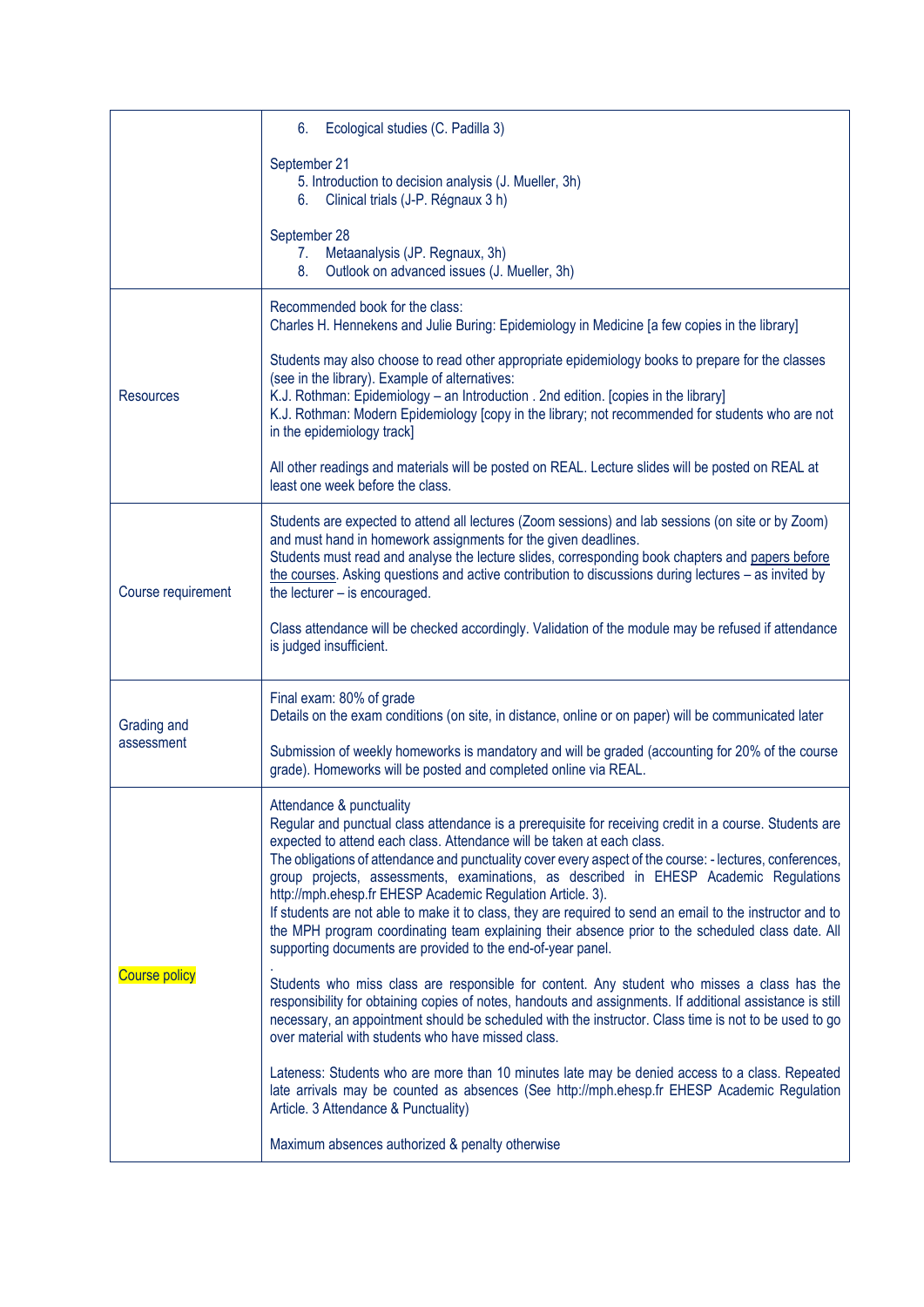|  |  |
|---|---|
|  | 6. Ecological studies (C. Padilla 3)<br><br>September 21<br>5. Introduction to decision analysis (J. Mueller, 3h)<br>6. Clinical trials (J-P. Régnaux 3 h)<br><br>September 28<br>7. Metaanalysis (JP. Regnaux, 3h)<br>8. Outlook on advanced issues (J. Mueller, 3h) |
| Resources | Recommended book for the class:<br>Charles H. Hennekens and Julie Buring: Epidemiology in Medicine [a few copies in the library]<br><br>Students may also choose to read other appropriate epidemiology books to prepare for the classes (see in the library). Example of alternatives:<br>K.J. Rothman: Epidemiology – an Introduction . 2nd edition. [copies in the library]<br>K.J. Rothman: Modern Epidemiology [copy in the library; not recommended for students who are not in the epidemiology track]<br><br>All other readings and materials will be posted on REAL. Lecture slides will be posted on REAL at least one week before the class. |
| Course requirement | Students are expected to attend all lectures (Zoom sessions) and lab sessions (on site or by Zoom) and must hand in homework assignments for the given deadlines.<br>Students must read and analyse the lecture slides, corresponding book chapters and papers before the courses. Asking questions and active contribution to discussions during lectures – as invited by the lecturer – is encouraged.<br><br>Class attendance will be checked accordingly. Validation of the module may be refused if attendance is judged insufficient. |
| Grading and assessment | Final exam: 80% of grade<br>Details on the exam conditions (on site, in distance, online or on paper) will be communicated later<br><br>Submission of weekly homeworks is mandatory and will be graded (accounting for 20% of the course grade). Homeworks will be posted and completed online via REAL. |
| Course policy | Attendance & punctuality<br>Regular and punctual class attendance is a prerequisite for receiving credit in a course. Students are expected to attend each class. Attendance will be taken at each class.<br>The obligations of attendance and punctuality cover every aspect of the course: - lectures, conferences, group projects, assessments, examinations, as described in EHESP Academic Regulations http://mph.ehesp.fr EHESP Academic Regulation Article. 3).<br>If students are not able to make it to class, they are required to send an email to the instructor and to the MPH program coordinating team explaining their absence prior to the scheduled class date. All supporting documents are provided to the end-of-year panel.<br>.<br>Students who miss class are responsible for content. Any student who misses a class has the responsibility for obtaining copies of notes, handouts and assignments. If additional assistance is still necessary, an appointment should be scheduled with the instructor. Class time is not to be used to go over material with students who have missed class.<br><br>Lateness: Students who are more than 10 minutes late may be denied access to a class. Repeated late arrivals may be counted as absences (See http://mph.ehesp.fr EHESP Academic Regulation Article. 3 Attendance & Punctuality)<br><br>Maximum absences authorized & penalty otherwise |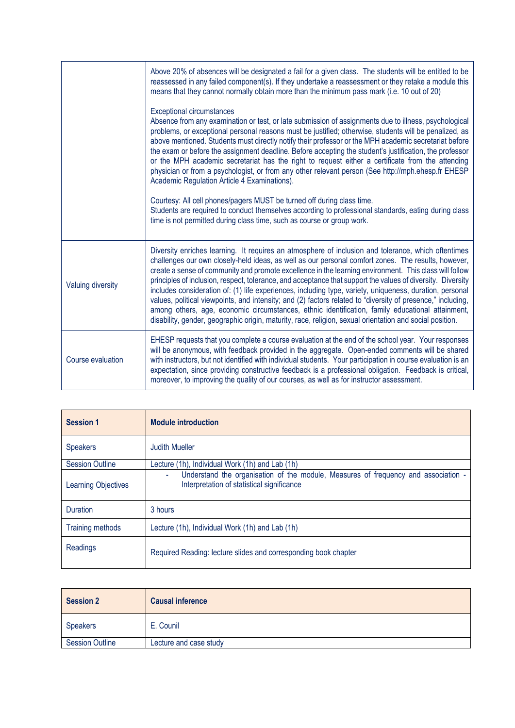| | |
|---|---|
| | Above 20% of absences will be designated a fail for a given class. The students will be entitled to be reassessed in any failed component(s). If they undertake a reassessment or they retake a module this means that they cannot normally obtain more than the minimum pass mark (i.e. 10 out of 20)<br><br>Exceptional circumstances<br>Absence from any examination or test, or late submission of assignments due to illness, psychological problems, or exceptional personal reasons must be justified; otherwise, students will be penalized, as above mentioned. Students must directly notify their professor or the MPH academic secretariat before the exam or before the assignment deadline. Before accepting the student's justification, the professor or the MPH academic secretariat has the right to request either a certificate from the attending physician or from a psychologist, or from any other relevant person (See http://mph.ehesp.fr EHESP Academic Regulation Article 4 Examinations).<br><br>Courtesy: All cell phones/pagers MUST be turned off during class time.<br>Students are required to conduct themselves according to professional standards, eating during class time is not permitted during class time, such as course or group work. |
| Valuing diversity | Diversity enriches learning. It requires an atmosphere of inclusion and tolerance, which oftentimes challenges our own closely-held ideas, as well as our personal comfort zones. The results, however, create a sense of community and promote excellence in the learning environment. This class will follow principles of inclusion, respect, tolerance, and acceptance that support the values of diversity. Diversity includes consideration of: (1) life experiences, including type, variety, uniqueness, duration, personal values, political viewpoints, and intensity; and (2) factors related to "diversity of presence," including, among others, age, economic circumstances, ethnic identification, family educational attainment, disability, gender, geographic origin, maturity, race, religion, sexual orientation and social position. |
| Course evaluation | EHESP requests that you complete a course evaluation at the end of the school year. Your responses will be anonymous, with feedback provided in the aggregate. Open-ended comments will be shared with instructors, but not identified with individual students. Your participation in course evaluation is an expectation, since providing constructive feedback is a professional obligation. Feedback is critical, moreover, to improving the quality of our courses, as well as for instructor assessment. |

| **Session 1** | **Module introduction** |
|---|---|
| Speakers | Judith Mueller |
| Session Outline | Lecture (1h), Individual Work (1h) and Lab (1h) |
| Learning Objectives | - Understand the organisation of the module, Measures of frequency and association - Interpretation of statistical significance |
| Duration | 3 hours |
| Training methods | Lecture (1h), Individual Work (1h) and Lab (1h) |
| Readings | Required Reading: lecture slides and corresponding book chapter |

| **Session 2** | **Causal inference** |
|---|---|
| Speakers | E. Counil |
| Session Outline | Lecture and case study |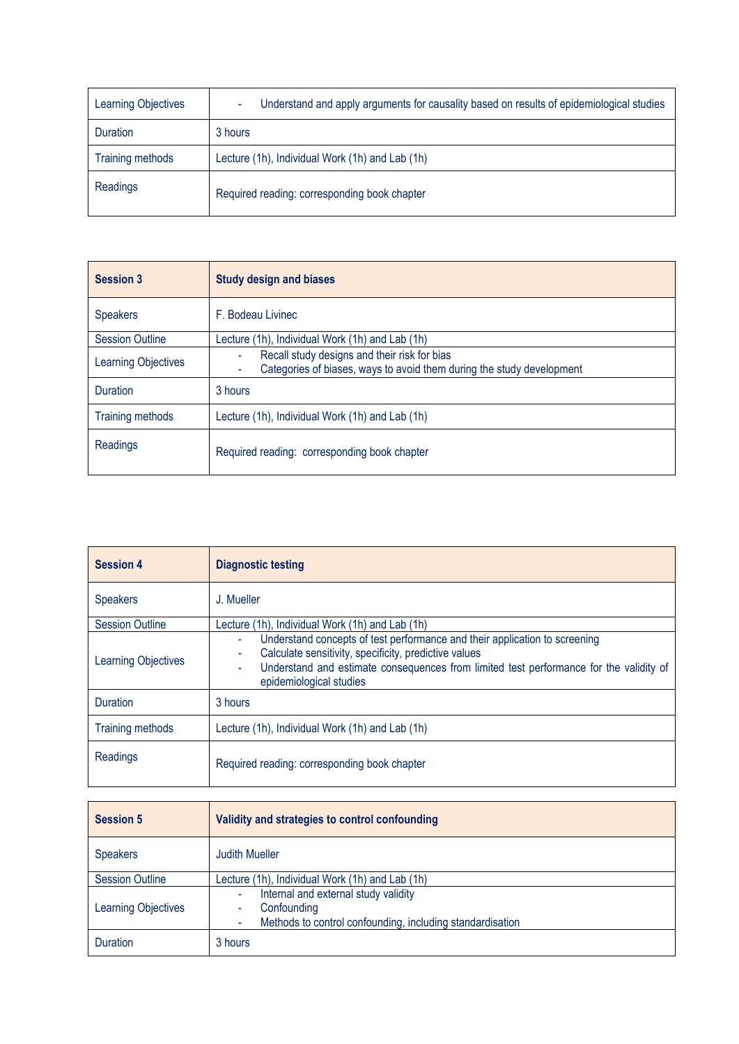| Learning Objectives | - Understand and apply arguments for causality based on results of epidemiological studies |
|---|---|
| Duration | 3 hours |
| Training methods | Lecture (1h), Individual Work (1h) and Lab (1h) |
| Readings | Required reading: corresponding book chapter |

| **Session 3** | **Study design and biases** |
|---|---|
| Speakers | F. Bodeau Livinec |
| Session Outline | Lecture (1h), Individual Work (1h) and Lab (1h) |
| Learning Objectives | - Recall study designs and their risk for bias<br>- Categories of biases, ways to avoid them during the study development |
| Duration | 3 hours |
| Training methods | Lecture (1h), Individual Work (1h) and Lab (1h) |
| Readings | Required reading: corresponding book chapter |

| **Session 4** | **Diagnostic testing** |
|---|---|
| Speakers | J. Mueller |
| Session Outline | Lecture (1h), Individual Work (1h) and Lab (1h) |
| Learning Objectives | - Understand concepts of test performance and their application to screening<br>- Calculate sensitivity, specificity, predictive values<br>- Understand and estimate consequences from limited test performance for the validity of epidemiological studies |
| Duration | 3 hours |
| Training methods | Lecture (1h), Individual Work (1h) and Lab (1h) |
| Readings | Required reading: corresponding book chapter |

| **Session 5** | **Validity and strategies to control confounding** |
|---|---|
| Speakers | Judith Mueller |
| Session Outline | Lecture (1h), Individual Work (1h) and Lab (1h) |
| Learning Objectives | - Internal and external study validity<br>- Confounding<br>- Methods to control confounding, including standardisation |
| Duration | 3 hours |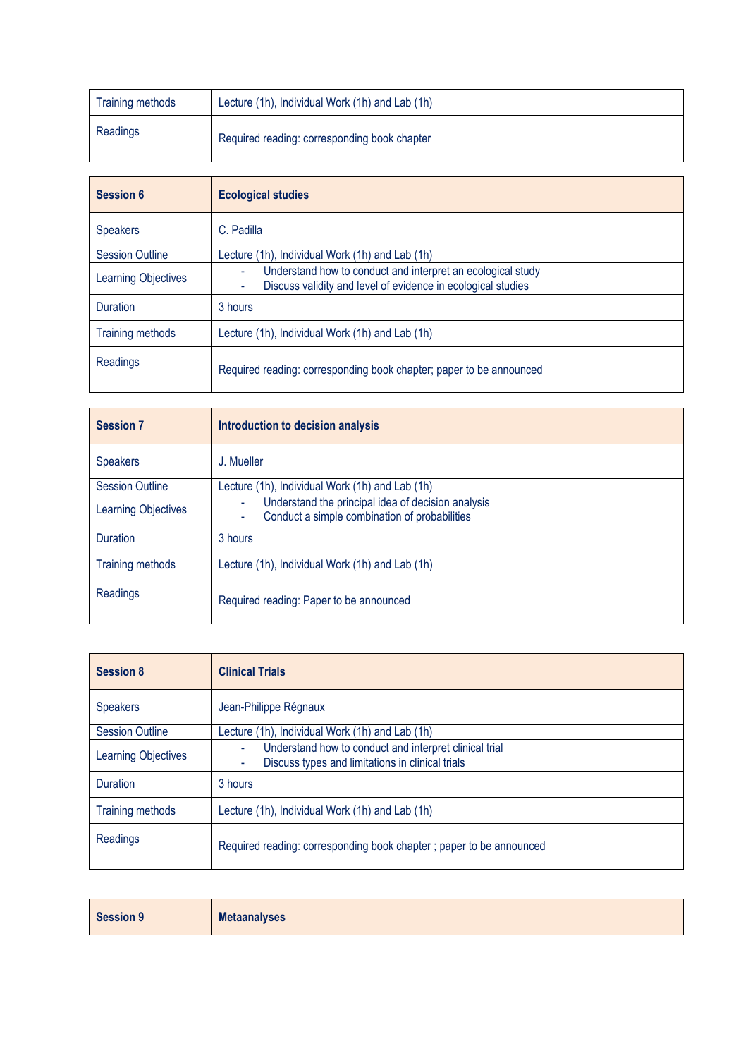| | |
|---|---|
| Training methods | Lecture (1h), Individual Work (1h) and Lab (1h) |
| Readings | Required reading: corresponding book chapter |

| **Session 6** | **Ecological studies** |
|---|---|
| Speakers | C. Padilla |
| Session Outline | Lecture (1h), Individual Work (1h) and Lab (1h) |
| Learning Objectives | - Understand how to conduct and interpret an ecological study<br>- Discuss validity and level of evidence in ecological studies |
| Duration | 3 hours |
| Training methods | Lecture (1h), Individual Work (1h) and Lab (1h) |
| Readings | Required reading: corresponding book chapter; paper to be announced |

| **Session 7** | **Introduction to decision analysis** |
|---|---|
| Speakers | J. Mueller |
| Session Outline | Lecture (1h), Individual Work (1h) and Lab (1h) |
| Learning Objectives | - Understand the principal idea of decision analysis<br>- Conduct a simple combination of probabilities |
| Duration | 3 hours |
| Training methods | Lecture (1h), Individual Work (1h) and Lab (1h) |
| Readings | Required reading: Paper to be announced |

| **Session 8** | **Clinical Trials** |
|---|---|
| Speakers | Jean-Philippe Régnaux |
| Session Outline | Lecture (1h), Individual Work (1h) and Lab (1h) |
| Learning Objectives | - Understand how to conduct and interpret clinical trial<br>- Discuss types and limitations in clinical trials |
| Duration | 3 hours |
| Training methods | Lecture (1h), Individual Work (1h) and Lab (1h) |
| Readings | Required reading: corresponding book chapter ; paper to be announced |

| **Session 9** | **Metaanalyses** |
|---|---|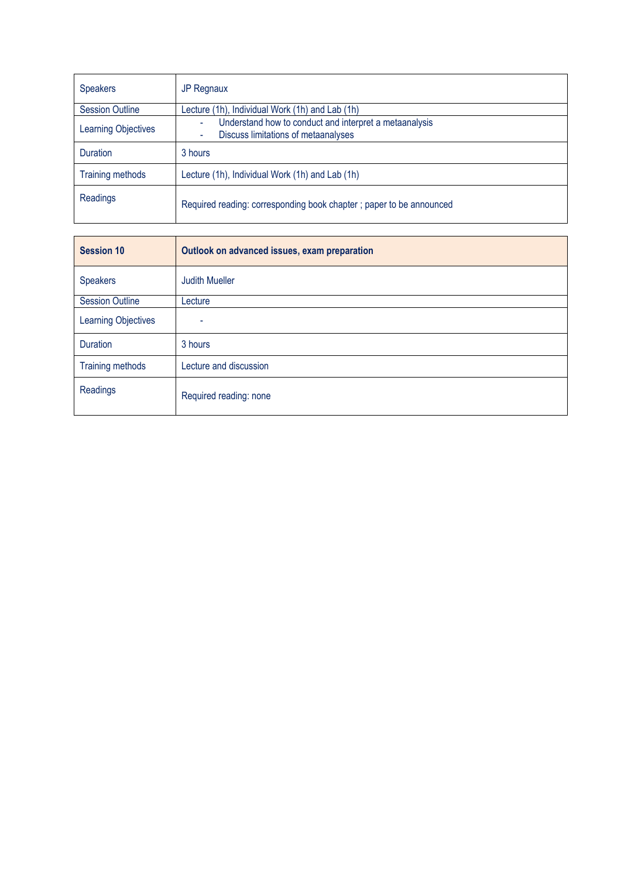| | |
|---|---|
| Speakers | JP Regnaux |
| Session Outline | Lecture (1h), Individual Work (1h) and Lab (1h) |
| Learning Objectives | - Understand how to conduct and interpret a metaanalysis<br>- Discuss limitations of metaanalyses |
| Duration | 3 hours |
| Training methods | Lecture (1h), Individual Work (1h) and Lab (1h) |
| Readings | Required reading: corresponding book chapter ; paper to be announced |

| **Session 10** | **Outlook on advanced issues, exam preparation** |
|---|---|
| Speakers | Judith Mueller |
| Session Outline | Lecture |
| Learning Objectives | - |
| Duration | 3 hours |
| Training methods | Lecture and discussion |
| Readings | Required reading: none |